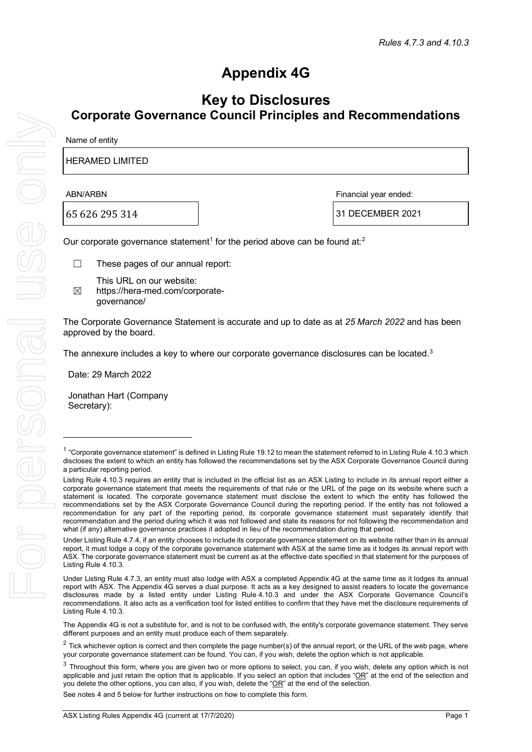*Rules 4.7.3 and 4.10.3*

# Appendix 4G

## Key to Disclosures
## Corporate Governance Council Principles and Recommendations

Name of entity

HERAMED LIMITED

| ABN/ARBN | Financial year ended: |
|---|---|
| 65 626 295 314 | 31 DECEMBER 2021 |

Our corporate governance statement[1] for the period above can be found at:[2]

☐ These pages of our annual report:

☒ This URL on our website: https://hera-med.com/corporate-governance/

The Corporate Governance Statement is accurate and up to date as at *25 March 2022* and has been approved by the board.

The annexure includes a key to where our corporate governance disclosures can be located.[3]

Date: 29 March 2022

Jonathan Hart (Company Secretary):

---

[1] "Corporate governance statement" is defined in Listing Rule 19.12 to mean the statement referred to in Listing Rule 4.10.3 which discloses the extent to which an entity has followed the recommendations set by the ASX Corporate Governance Council during a particular reporting period.

Listing Rule 4.10.3 requires an entity that is included in the official list as an ASX Listing to include in its annual report either a corporate governance statement that meets the requirements of that rule or the URL of the page on its website where such a statement is located. The corporate governance statement must disclose the extent to which the entity has followed the recommendations set by the ASX Corporate Governance Council during the reporting period. If the entity has not followed a recommendation for any part of the reporting period, its corporate governance statement must separately identify that recommendation and the period during which it was not followed and state its reasons for not following the recommendation and what (if any) alternative governance practices it adopted in lieu of the recommendation during that period.

Under Listing Rule 4.7.4, if an entity chooses to include its corporate governance statement on its website rather than in its annual report, it must lodge a copy of the corporate governance statement with ASX at the same time as it lodges its annual report with ASX. The corporate governance statement must be current as at the effective date specified in that statement for the purposes of Listing Rule 4.10.3.

Under Listing Rule 4.7.3, an entity must also lodge with ASX a completed Appendix 4G at the same time as it lodges its annual report with ASX. The Appendix 4G serves a dual purpose. It acts as a key designed to assist readers to locate the governance disclosures made by a listed entity under Listing Rule 4.10.3 and under the ASX Corporate Governance Council's recommendations. It also acts as a verification tool for listed entities to confirm that they have met the disclosure requirements of Listing Rule 4.10.3.

The Appendix 4G is not a substitute for, and is not to be confused with, the entity's corporate governance statement. They serve different purposes and an entity must produce each of them separately.

[2] Tick whichever option is correct and then complete the page number(s) of the annual report, or the URL of the web page, where your corporate governance statement can be found. You can, if you wish, delete the option which is not applicable.

[3] Throughout this form, where you are given two or more options to select, you can, if you wish, delete any option which is not applicable and just retain the option that is applicable. If you select an option that includes "OR" at the end of the selection and you delete the other options, you can also, if you wish, delete the "OR" at the end of the selection.

See notes 4 and 5 below for further instructions on how to complete this form.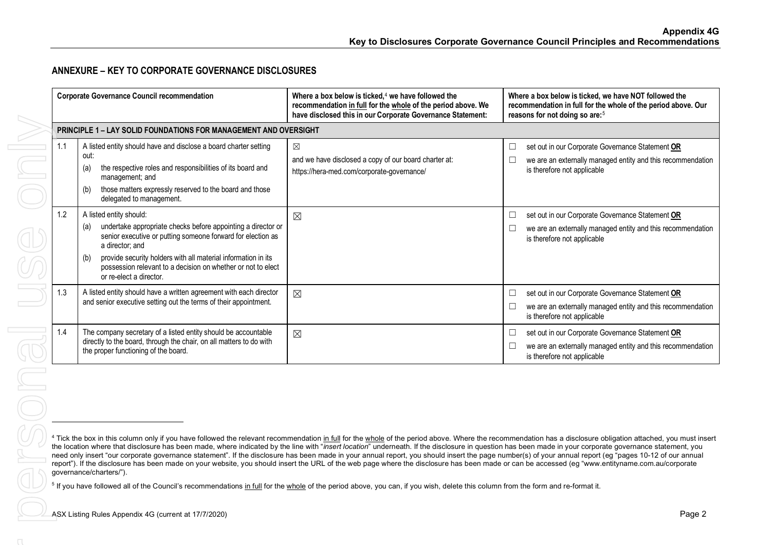## ANNEXURE – KEY TO CORPORATE GOVERNANCE DISCLOSURES

| | Corporate Governance Council recommendation | Where a box below is ticked,[4] we have followed the recommendation in full for the whole of the period above. We have disclosed this in our Corporate Governance Statement: | Where a box below is ticked, we have NOT followed the recommendation in full for the whole of the period above. Our reasons for not doing so are:[5] |
|---|---|---|---|
| **PRINCIPLE 1 – LAY SOLID FOUNDATIONS FOR MANAGEMENT AND OVERSIGHT** | | | |
| 1.1 | A listed entity should have and disclose a board charter setting out: (a) the respective roles and responsibilities of its board and management; and (b) those matters expressly reserved to the board and those delegated to management. | ☒ and we have disclosed a copy of our board charter at: https://hera-med.com/corporate-governance/ | ☐ set out in our Corporate Governance Statement **OR** ☐ we are an externally managed entity and this recommendation is therefore not applicable |
| 1.2 | A listed entity should: (a) undertake appropriate checks before appointing a director or senior executive or putting someone forward for election as a director; and (b) provide security holders with all material information in its possession relevant to a decision on whether or not to elect or re-elect a director. | ☒ | ☐ set out in our Corporate Governance Statement **OR** ☐ we are an externally managed entity and this recommendation is therefore not applicable |
| 1.3 | A listed entity should have a written agreement with each director and senior executive setting out the terms of their appointment. | ☒ | ☐ set out in our Corporate Governance Statement **OR** ☐ we are an externally managed entity and this recommendation is therefore not applicable |
| 1.4 | The company secretary of a listed entity should be accountable directly to the board, through the chair, on all matters to do with the proper functioning of the board. | ☒ | ☐ set out in our Corporate Governance Statement **OR** ☐ we are an externally managed entity and this recommendation is therefore not applicable |

[4] Tick the box in this column only if you have followed the relevant recommendation in full for the whole of the period above. Where the recommendation has a disclosure obligation attached, you must insert the location where that disclosure has been made, where indicated by the line with "*insert location*" underneath. If the disclosure in question has been made in your corporate governance statement, you need only insert "our corporate governance statement". If the disclosure has been made in your annual report, you should insert the page number(s) of your annual report (eg "pages 10-12 of our annual report"). If the disclosure has been made on your website, you should insert the URL of the web page where the disclosure has been made or can be accessed (eg "www.entityname.com.au/corporate governance/charters/").

[5] If you have followed all of the Council's recommendations in full for the whole of the period above, you can, if you wish, delete this column from the form and re-format it.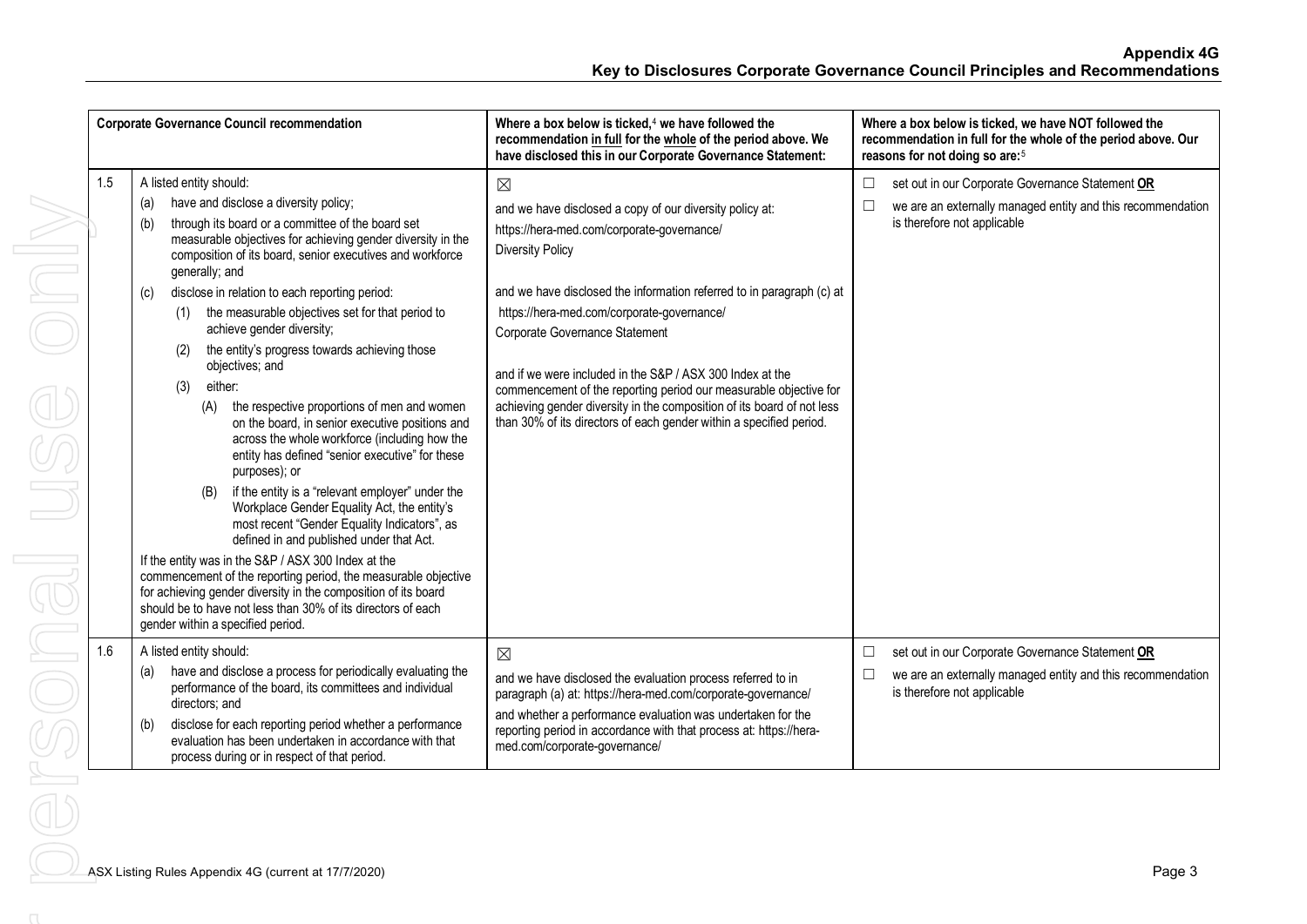| | Corporate Governance Council recommendation | Where a box below is ticked,[4] we have followed the recommendation in full for the whole of the period above. We have disclosed this in our Corporate Governance Statement: | Where a box below is ticked, we have NOT followed the recommendation in full for the whole of the period above. Our reasons for not doing so are:[5] |
|---|---|---|---|
| 1.5 | A listed entity should:<br>(a) have and disclose a diversity policy;<br>(b) through its board or a committee of the board set measurable objectives for achieving gender diversity in the composition of its board, senior executives and workforce generally; and<br>(c) disclose in relation to each reporting period:<br>(1) the measurable objectives set for that period to achieve gender diversity;<br>(2) the entity's progress towards achieving those objectives; and<br>(3) either:<br>(A) the respective proportions of men and women on the board, in senior executive positions and across the whole workforce (including how the entity has defined "senior executive" for these purposes); or<br>(B) if the entity is a "relevant employer" under the Workplace Gender Equality Act, the entity's most recent "Gender Equality Indicators", as defined in and published under that Act.<br>If the entity was in the S&P / ASX 300 Index at the commencement of the reporting period, the measurable objective for achieving gender diversity in the composition of its board should be to have not less than 30% of its directors of each gender within a specified period. | ☒<br>and we have disclosed a copy of our diversity policy at:<br>https://hera-med.com/corporate-governance/<br>Diversity Policy<br><br>and we have disclosed the information referred to in paragraph (c) at<br>https://hera-med.com/corporate-governance/<br>Corporate Governance Statement<br><br>and if we were included in the S&P / ASX 300 Index at the commencement of the reporting period our measurable objective for achieving gender diversity in the composition of its board of not less than 30% of its directors of each gender within a specified period. | ☐ set out in our Corporate Governance Statement **OR**<br>☐ we are an externally managed entity and this recommendation is therefore not applicable |
| 1.6 | A listed entity should:<br>(a) have and disclose a process for periodically evaluating the performance of the board, its committees and individual directors; and<br>(b) disclose for each reporting period whether a performance evaluation has been undertaken in accordance with that process during or in respect of that period. | ☒<br>and we have disclosed the evaluation process referred to in paragraph (a) at: https://hera-med.com/corporate-governance/<br>and whether a performance evaluation was undertaken for the reporting period in accordance with that process at: https://hera-med.com/corporate-governance/ | ☐ set out in our Corporate Governance Statement **OR**<br>☐ we are an externally managed entity and this recommendation is therefore not applicable |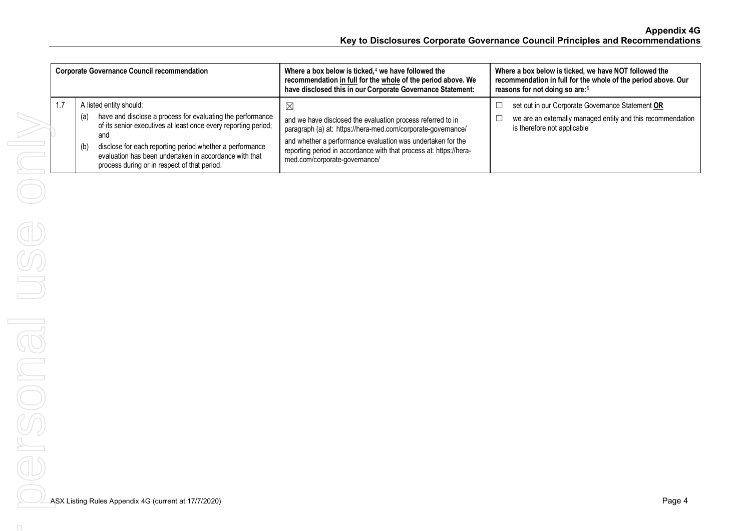| | Corporate Governance Council recommendation | Where a box below is ticked,[4] we have followed the recommendation in full for the whole of the period above. We have disclosed this in our Corporate Governance Statement: | Where a box below is ticked, we have NOT followed the recommendation in full for the whole of the period above. Our reasons for not doing so are:[5] |
|---|---|---|---|
| 1.7 | A listed entity should:<br>(a) have and disclose a process for evaluating the performance of its senior executives at least once every reporting period; and<br>(b) disclose for each reporting period whether a performance evaluation has been undertaken in accordance with that process during or in respect of that period. | ☒<br>and we have disclosed the evaluation process referred to in paragraph (a) at: https://hera-med.com/corporate-governance/<br>and whether a performance evaluation was undertaken for the reporting period in accordance with that process at: https://hera-med.com/corporate-governance/ | ☐ set out in our Corporate Governance Statement **OR**<br>☐ we are an externally managed entity and this recommendation is therefore not applicable |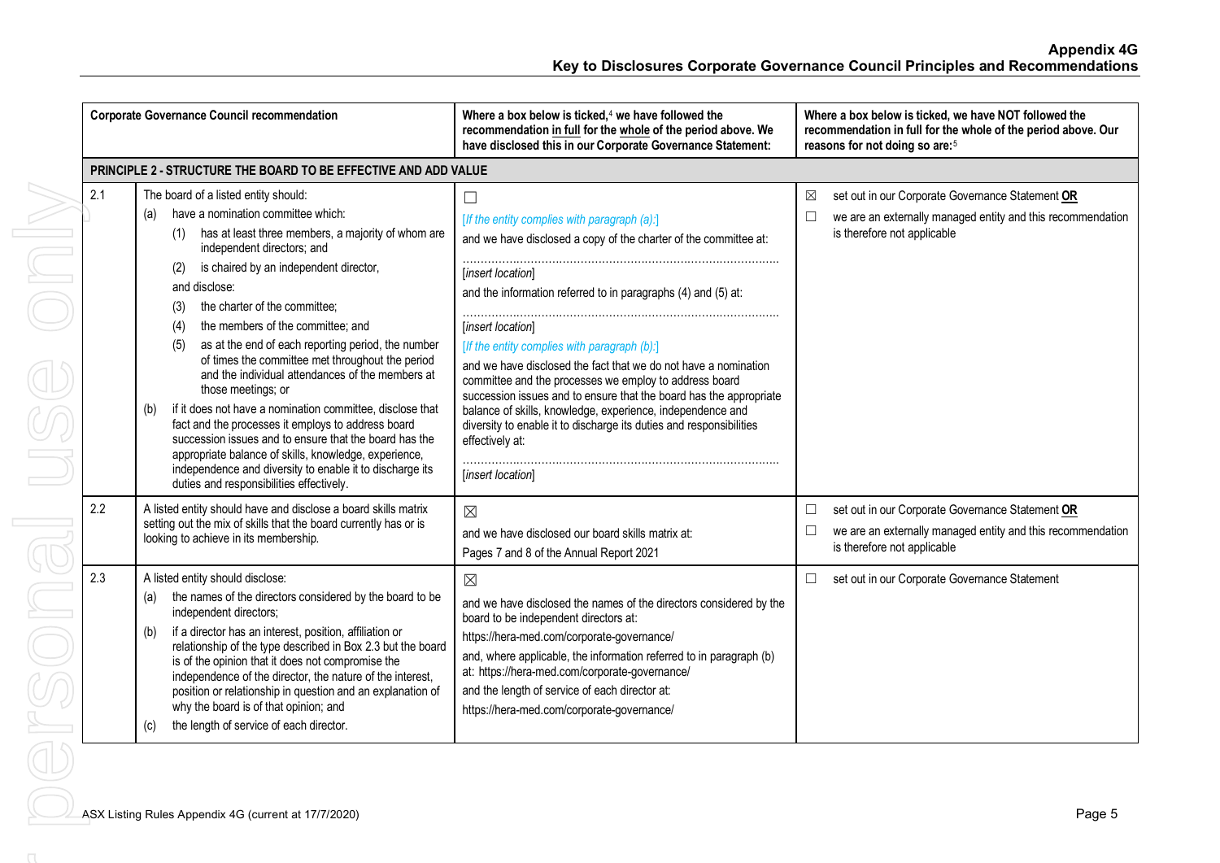| | Corporate Governance Council recommendation | Where a box below is ticked,[4] we have followed the recommendation in full for the whole of the period above. We have disclosed this in our Corporate Governance Statement: | Where a box below is ticked, we have NOT followed the recommendation in full for the whole of the period above. Our reasons for not doing so are:[5] |
|---|---|---|---|
| **PRINCIPLE 2 - STRUCTURE THE BOARD TO BE EFFECTIVE AND ADD VALUE** | | | |
| 2.1 | The board of a listed entity should:<br>(a) have a nomination committee which:<br>(1) has at least three members, a majority of whom are independent directors; and<br>(2) is chaired by an independent director,<br>and disclose:<br>(3) the charter of the committee;<br>(4) the members of the committee; and<br>(5) as at the end of each reporting period, the number of times the committee met throughout the period and the individual attendances of the members at those meetings; or<br>(b) if it does not have a nomination committee, disclose that fact and the processes it employs to address board succession issues and to ensure that the board has the appropriate balance of skills, knowledge, experience, independence and diversity to enable it to discharge its duties and responsibilities effectively. | ☐<br>*[If the entity complies with paragraph (a):]*<br>and we have disclosed a copy of the charter of the committee at:<br>……………………………………………………………………<br>[*insert location*]<br>and the information referred to in paragraphs (4) and (5) at:<br>……………………………………………………………………<br>[*insert location*]<br>*[If the entity complies with paragraph (b):]*<br>and we have disclosed the fact that we do not have a nomination committee and the processes we employ to address board succession issues and to ensure that the board has the appropriate balance of skills, knowledge, experience, independence and diversity to enable it to discharge its duties and responsibilities effectively at:<br>……………………………………………………………………<br>[*insert location*] | ☒ set out in our Corporate Governance Statement **OR**<br>☐ we are an externally managed entity and this recommendation is therefore not applicable |
| 2.2 | A listed entity should have and disclose a board skills matrix setting out the mix of skills that the board currently has or is looking to achieve in its membership. | ☒<br>and we have disclosed our board skills matrix at:<br>Pages 7 and 8 of the Annual Report 2021 | ☐ set out in our Corporate Governance Statement **OR**<br>☐ we are an externally managed entity and this recommendation is therefore not applicable |
| 2.3 | A listed entity should disclose:<br>(a) the names of the directors considered by the board to be independent directors;<br>(b) if a director has an interest, position, affiliation or relationship of the type described in Box 2.3 but the board is of the opinion that it does not compromise the independence of the director, the nature of the interest, position or relationship in question and an explanation of why the board is of that opinion; and<br>(c) the length of service of each director. | ☒<br>and we have disclosed the names of the directors considered by the board to be independent directors at:<br>https://hera-med.com/corporate-governance/<br>and, where applicable, the information referred to in paragraph (b) at: https://hera-med.com/corporate-governance/<br>and the length of service of each director at:<br>https://hera-med.com/corporate-governance/ | ☐ set out in our Corporate Governance Statement |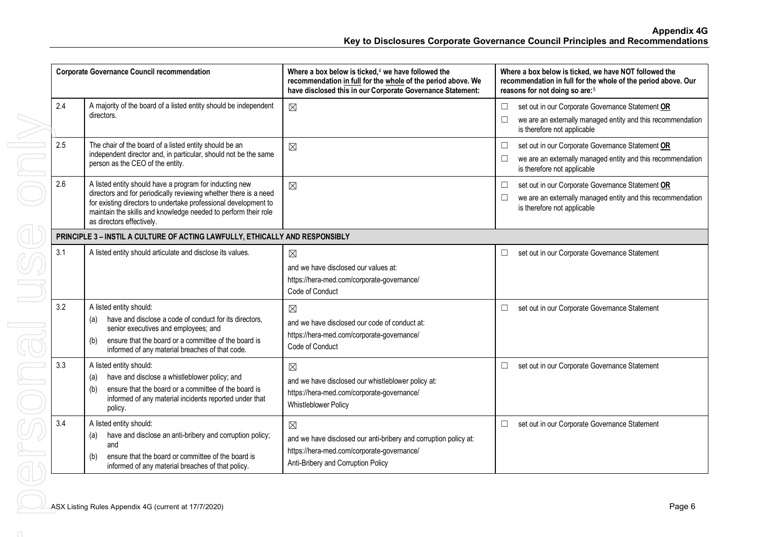| Corporate Governance Council recommendation | | Where a box below is ticked,[4] we have followed the recommendation in full for the whole of the period above. We have disclosed this in our Corporate Governance Statement: | Where a box below is ticked, we have NOT followed the recommendation in full for the whole of the period above. Our reasons for not doing so are:[5] |
|---|---|---|---|
| 2.4 | A majority of the board of a listed entity should be independent directors. | ☒ | ☐ set out in our Corporate Governance Statement **OR**<br>☐ we are an externally managed entity and this recommendation is therefore not applicable |
| 2.5 | The chair of the board of a listed entity should be an independent director and, in particular, should not be the same person as the CEO of the entity. | ☒ | ☐ set out in our Corporate Governance Statement **OR**<br>☐ we are an externally managed entity and this recommendation is therefore not applicable |
| 2.6 | A listed entity should have a program for inducting new directors and for periodically reviewing whether there is a need for existing directors to undertake professional development to maintain the skills and knowledge needed to perform their role as directors effectively. | ☒ | ☐ set out in our Corporate Governance Statement **OR**<br>☐ we are an externally managed entity and this recommendation is therefore not applicable |
| **PRINCIPLE 3 – INSTIL A CULTURE OF ACTING LAWFULLY, ETHICALLY AND RESPONSIBLY** | | | |
| 3.1 | A listed entity should articulate and disclose its values. | ☒<br>and we have disclosed our values at:<br>https://hera-med.com/corporate-governance/<br>Code of Conduct | ☐ set out in our Corporate Governance Statement |
| 3.2 | A listed entity should:<br>(a) have and disclose a code of conduct for its directors, senior executives and employees; and<br>(b) ensure that the board or a committee of the board is informed of any material breaches of that code. | ☒<br>and we have disclosed our code of conduct at:<br>https://hera-med.com/corporate-governance/<br>Code of Conduct | ☐ set out in our Corporate Governance Statement |
| 3.3 | A listed entity should:<br>(a) have and disclose a whistleblower policy; and<br>(b) ensure that the board or a committee of the board is informed of any material incidents reported under that policy. | ☒<br>and we have disclosed our whistleblower policy at:<br>https://hera-med.com/corporate-governance/<br>Whistleblower Policy | ☐ set out in our Corporate Governance Statement |
| 3.4 | A listed entity should:<br>(a) have and disclose an anti-bribery and corruption policy; and<br>(b) ensure that the board or committee of the board is informed of any material breaches of that policy. | ☒<br>and we have disclosed our anti-bribery and corruption policy at:<br>https://hera-med.com/corporate-governance/<br>Anti-Bribery and Corruption Policy | ☐ set out in our Corporate Governance Statement |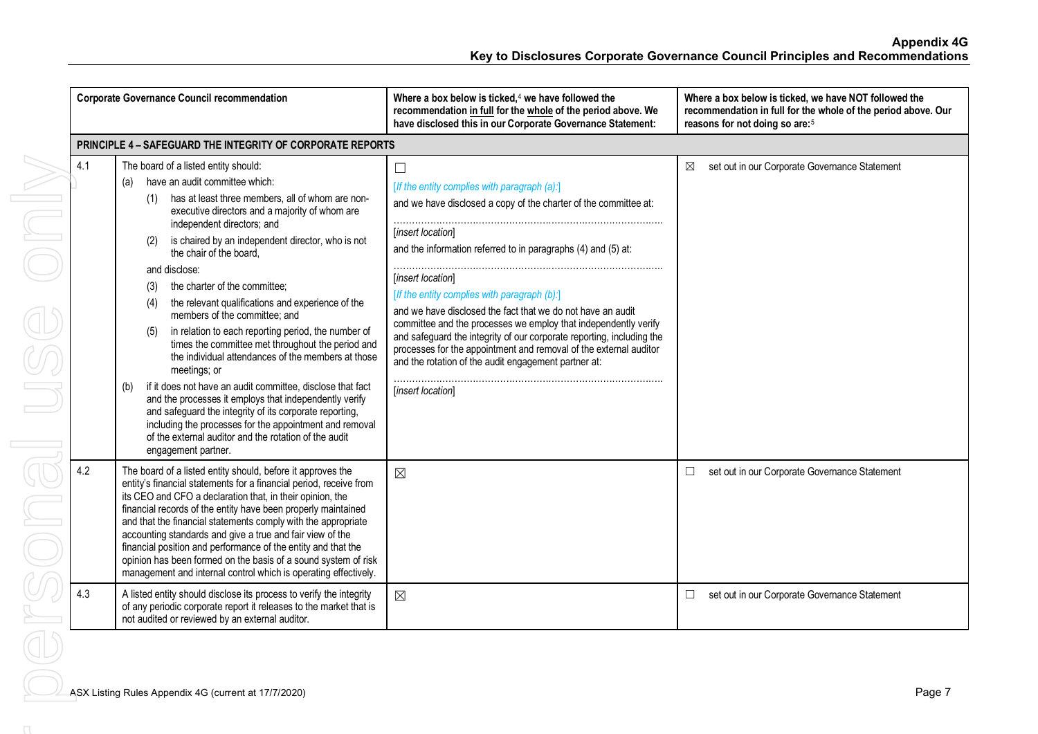**Appendix 4G**
**Key to Disclosures Corporate Governance Council Principles and Recommendations**

| Corporate Governance Council recommendation | | Where a box below is ticked,[4] we have followed the recommendation in full for the whole of the period above. We have disclosed this in our Corporate Governance Statement: | Where a box below is ticked, we have NOT followed the recommendation in full for the whole of the period above. Our reasons for not doing so are:[5] |
|---|---|---|---|
| **PRINCIPLE 4 – SAFEGUARD THE INTEGRITY OF CORPORATE REPORTS** | | | |
| 4.1 | The board of a listed entity should:<br>(a) have an audit committee which:<br>(1) has at least three members, all of whom are non-executive directors and a majority of whom are independent directors; and<br>(2) is chaired by an independent director, who is not the chair of the board,<br>and disclose:<br>(3) the charter of the committee;<br>(4) the relevant qualifications and experience of the members of the committee; and<br>(5) in relation to each reporting period, the number of times the committee met throughout the period and the individual attendances of the members at those meetings; or<br>(b) if it does not have an audit committee, disclose that fact and the processes it employs that independently verify and safeguard the integrity of its corporate reporting, including the processes for the appointment and removal of the external auditor and the rotation of the audit engagement partner. | ☐<br>*[If the entity complies with paragraph (a):]*<br>and we have disclosed a copy of the charter of the committee at:<br>……………………………………………………………………<br>*[insert location]*<br>and the information referred to in paragraphs (4) and (5) at:<br>……………………………………………………………………<br>*[insert location]*<br>*[If the entity complies with paragraph (b):]*<br>and we have disclosed the fact that we do not have an audit committee and the processes we employ that independently verify and safeguard the integrity of our corporate reporting, including the processes for the appointment and removal of the external auditor and the rotation of the audit engagement partner at:<br>……………………………………………………………………<br>*[insert location]* | ☒ set out in our Corporate Governance Statement |
| 4.2 | The board of a listed entity should, before it approves the entity's financial statements for a financial period, receive from its CEO and CFO a declaration that, in their opinion, the financial records of the entity have been properly maintained and that the financial statements comply with the appropriate accounting standards and give a true and fair view of the financial position and performance of the entity and that the opinion has been formed on the basis of a sound system of risk management and internal control which is operating effectively. | ☒ | ☐ set out in our Corporate Governance Statement |
| 4.3 | A listed entity should disclose its process to verify the integrity of any periodic corporate report it releases to the market that is not audited or reviewed by an external auditor. | ☒ | ☐ set out in our Corporate Governance Statement |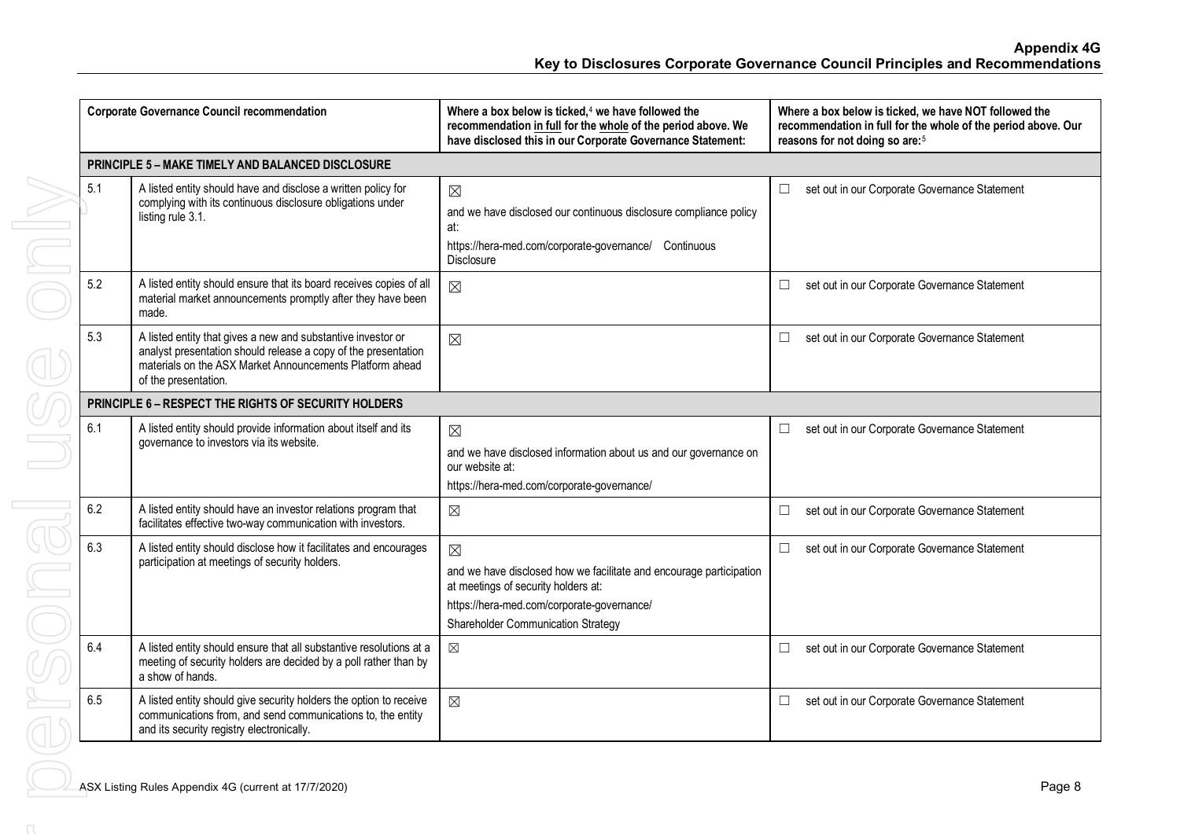**Appendix 4G**
**Key to Disclosures Corporate Governance Council Principles and Recommendations**

| Corporate Governance Council recommendation | | Where a box below is ticked,[4] we have followed the recommendation in full for the whole of the period above. We have disclosed this in our Corporate Governance Statement: | Where a box below is ticked, we have NOT followed the recommendation in full for the whole of the period above. Our reasons for not doing so are:[5] |
|---|---|---|---|
| **PRINCIPLE 5 – MAKE TIMELY AND BALANCED DISCLOSURE** | | | |
| 5.1 | A listed entity should have and disclose a written policy for complying with its continuous disclosure obligations under listing rule 3.1. | ☒ and we have disclosed our continuous disclosure compliance policy at: https://hera-med.com/corporate-governance/ Continuous Disclosure | ☐ set out in our Corporate Governance Statement |
| 5.2 | A listed entity should ensure that its board receives copies of all material market announcements promptly after they have been made. | ☒ | ☐ set out in our Corporate Governance Statement |
| 5.3 | A listed entity that gives a new and substantive investor or analyst presentation should release a copy of the presentation materials on the ASX Market Announcements Platform ahead of the presentation. | ☒ | ☐ set out in our Corporate Governance Statement |
| **PRINCIPLE 6 – RESPECT THE RIGHTS OF SECURITY HOLDERS** | | | |
| 6.1 | A listed entity should provide information about itself and its governance to investors via its website. | ☒ and we have disclosed information about us and our governance on our website at: https://hera-med.com/corporate-governance/ | ☐ set out in our Corporate Governance Statement |
| 6.2 | A listed entity should have an investor relations program that facilitates effective two-way communication with investors. | ☒ | ☐ set out in our Corporate Governance Statement |
| 6.3 | A listed entity should disclose how it facilitates and encourages participation at meetings of security holders. | ☒ and we have disclosed how we facilitate and encourage participation at meetings of security holders at: https://hera-med.com/corporate-governance/ Shareholder Communication Strategy | ☐ set out in our Corporate Governance Statement |
| 6.4 | A listed entity should ensure that all substantive resolutions at a meeting of security holders are decided by a poll rather than by a show of hands. | ☒ | ☐ set out in our Corporate Governance Statement |
| 6.5 | A listed entity should give security holders the option to receive communications from, and send communications to, the entity and its security registry electronically. | ☒ | ☐ set out in our Corporate Governance Statement |

ASX Listing Rules Appendix 4G (current at 17/7/2020)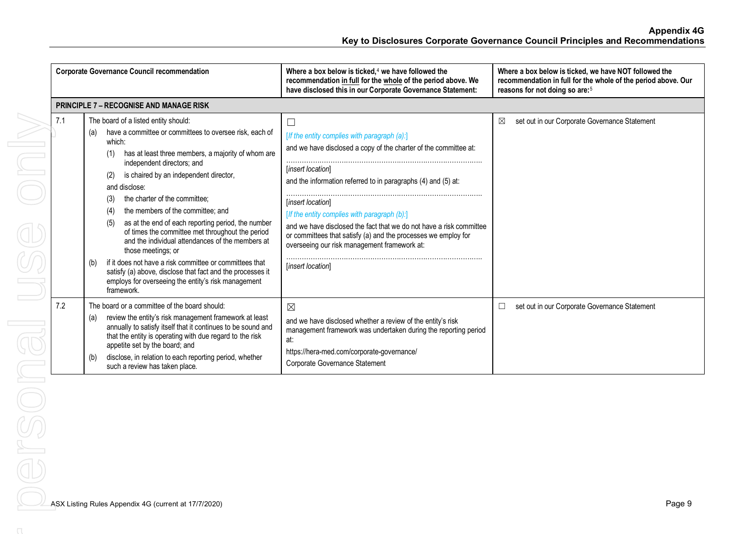| Corporate Governance Council recommendation | | Where a box below is ticked,[4] we have followed the recommendation in full for the whole of the period above. We have disclosed this in our Corporate Governance Statement: | Where a box below is ticked, we have NOT followed the recommendation in full for the whole of the period above. Our reasons for not doing so are:[5] |
|---|---|---|---|
| **PRINCIPLE 7 – RECOGNISE AND MANAGE RISK** | | | |
| 7.1 | The board of a listed entity should:<br>(a) have a committee or committees to oversee risk, each of which:<br>(1) has at least three members, a majority of whom are independent directors; and<br>(2) is chaired by an independent director,<br>and disclose:<br>(3) the charter of the committee;<br>(4) the members of the committee; and<br>(5) as at the end of each reporting period, the number of times the committee met throughout the period and the individual attendances of the members at those meetings; or<br>(b) if it does not have a risk committee or committees that satisfy (a) above, disclose that fact and the processes it employs for overseeing the entity's risk management framework. | ☐<br>*[If the entity complies with paragraph (a):]*<br>and we have disclosed a copy of the charter of the committee at:<br>……………………………………………………………………<br>*[insert location]*<br>and the information referred to in paragraphs (4) and (5) at:<br>……………………………………………………………………<br>*[insert location]*<br>*[If the entity complies with paragraph (b):]*<br>and we have disclosed the fact that we do not have a risk committee or committees that satisfy (a) and the processes we employ for overseeing our risk management framework at:<br>……………………………………………………………………<br>*[insert location]* | ☒ set out in our Corporate Governance Statement |
| 7.2 | The board or a committee of the board should:<br>(a) review the entity's risk management framework at least annually to satisfy itself that it continues to be sound and that the entity is operating with due regard to the risk appetite set by the board; and<br>(b) disclose, in relation to each reporting period, whether such a review has taken place. | ☒<br>and we have disclosed whether a review of the entity's risk management framework was undertaken during the reporting period at:<br>https://hera-med.com/corporate-governance/<br>Corporate Governance Statement | ☐ set out in our Corporate Governance Statement |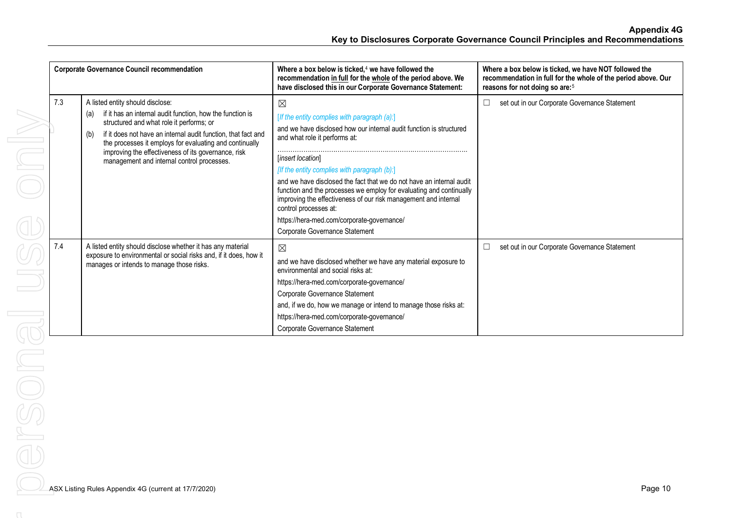| Corporate Governance Council recommendation | | Where a box below is ticked,[4] we have followed the recommendation in full for the whole of the period above. We have disclosed this in our Corporate Governance Statement: | Where a box below is ticked, we have NOT followed the recommendation in full for the whole of the period above. Our reasons for not doing so are:[5] |
|---|---|---|---|
| 7.3 | A listed entity should disclose:<br>(a) if it has an internal audit function, how the function is structured and what role it performs; or<br>(b) if it does not have an internal audit function, that fact and the processes it employs for evaluating and continually improving the effectiveness of its governance, risk management and internal control processes. | ☒<br>*[If the entity complies with paragraph (a):]*<br>and we have disclosed how our internal audit function is structured and what role it performs at:<br>………………………………………………………………………<br>[*insert location*]<br>*[If the entity complies with paragraph (b):]*<br>and we have disclosed the fact that we do not have an internal audit function and the processes we employ for evaluating and continually improving the effectiveness of our risk management and internal control processes at:<br>https://hera-med.com/corporate-governance/<br>Corporate Governance Statement | ☐ set out in our Corporate Governance Statement |
| 7.4 | A listed entity should disclose whether it has any material exposure to environmental or social risks and, if it does, how it manages or intends to manage those risks. | ☒<br>and we have disclosed whether we have any material exposure to environmental and social risks at:<br>https://hera-med.com/corporate-governance/<br>Corporate Governance Statement<br>and, if we do, how we manage or intend to manage those risks at:<br>https://hera-med.com/corporate-governance/<br>Corporate Governance Statement | ☐ set out in our Corporate Governance Statement |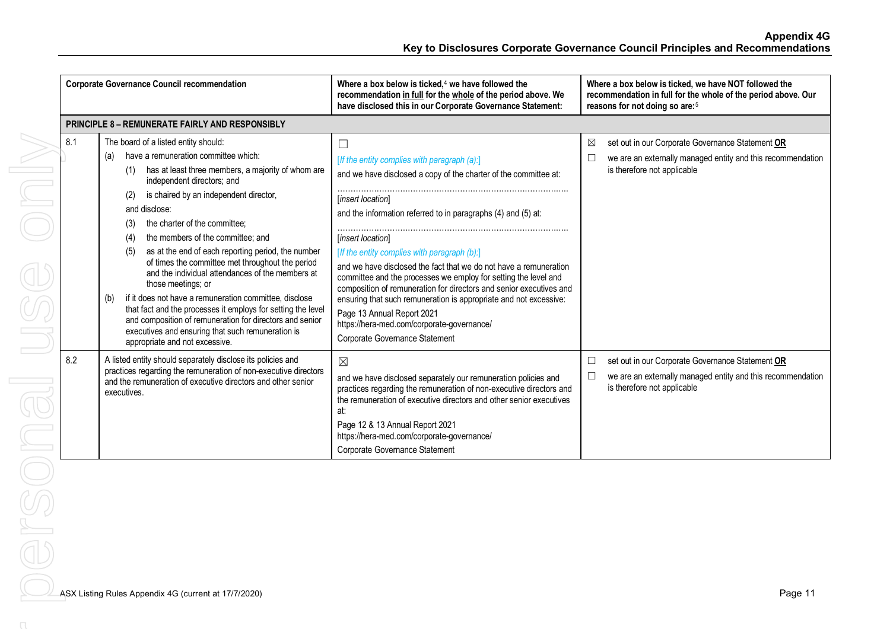| | Corporate Governance Council recommendation | Where a box below is ticked,[4] we have followed the recommendation in full for the whole of the period above. We have disclosed this in our Corporate Governance Statement: | Where a box below is ticked, we have NOT followed the recommendation in full for the whole of the period above. Our reasons for not doing so are:[5] |
|---|---|---|---|
| **PRINCIPLE 8 – REMUNERATE FAIRLY AND RESPONSIBLY** | | | |
| 8.1 | The board of a listed entity should:<br>(a) have a remuneration committee which:<br>(1) has at least three members, a majority of whom are independent directors; and<br>(2) is chaired by an independent director,<br>and disclose:<br>(3) the charter of the committee;<br>(4) the members of the committee; and<br>(5) as at the end of each reporting period, the number of times the committee met throughout the period and the individual attendances of the members at those meetings; or<br>(b) if it does not have a remuneration committee, disclose that fact and the processes it employs for setting the level and composition of remuneration for directors and senior executives and ensuring that such remuneration is appropriate and not excessive. | ☐<br>*[If the entity complies with paragraph (a):]*<br>and we have disclosed a copy of the charter of the committee at:<br>……………………………………………………………<br>*[insert location]*<br>and the information referred to in paragraphs (4) and (5) at:<br>……………………………………………………………<br>*[insert location]*<br>*[If the entity complies with paragraph (b):]*<br>and we have disclosed the fact that we do not have a remuneration committee and the processes we employ for setting the level and composition of remuneration for directors and senior executives and ensuring that such remuneration is appropriate and not excessive:<br>Page 13 Annual Report 2021<br>https://hera-med.com/corporate-governance/<br>Corporate Governance Statement | ☒ set out in our Corporate Governance Statement **OR**<br>☐ we are an externally managed entity and this recommendation is therefore not applicable |
| 8.2 | A listed entity should separately disclose its policies and practices regarding the remuneration of non-executive directors and the remuneration of executive directors and other senior executives. | ☒<br>and we have disclosed separately our remuneration policies and practices regarding the remuneration of non-executive directors and the remuneration of executive directors and other senior executives at:<br>Page 12 & 13 Annual Report 2021<br>https://hera-med.com/corporate-governance/<br>Corporate Governance Statement | ☐ set out in our Corporate Governance Statement **OR**<br>☐ we are an externally managed entity and this recommendation is therefore not applicable |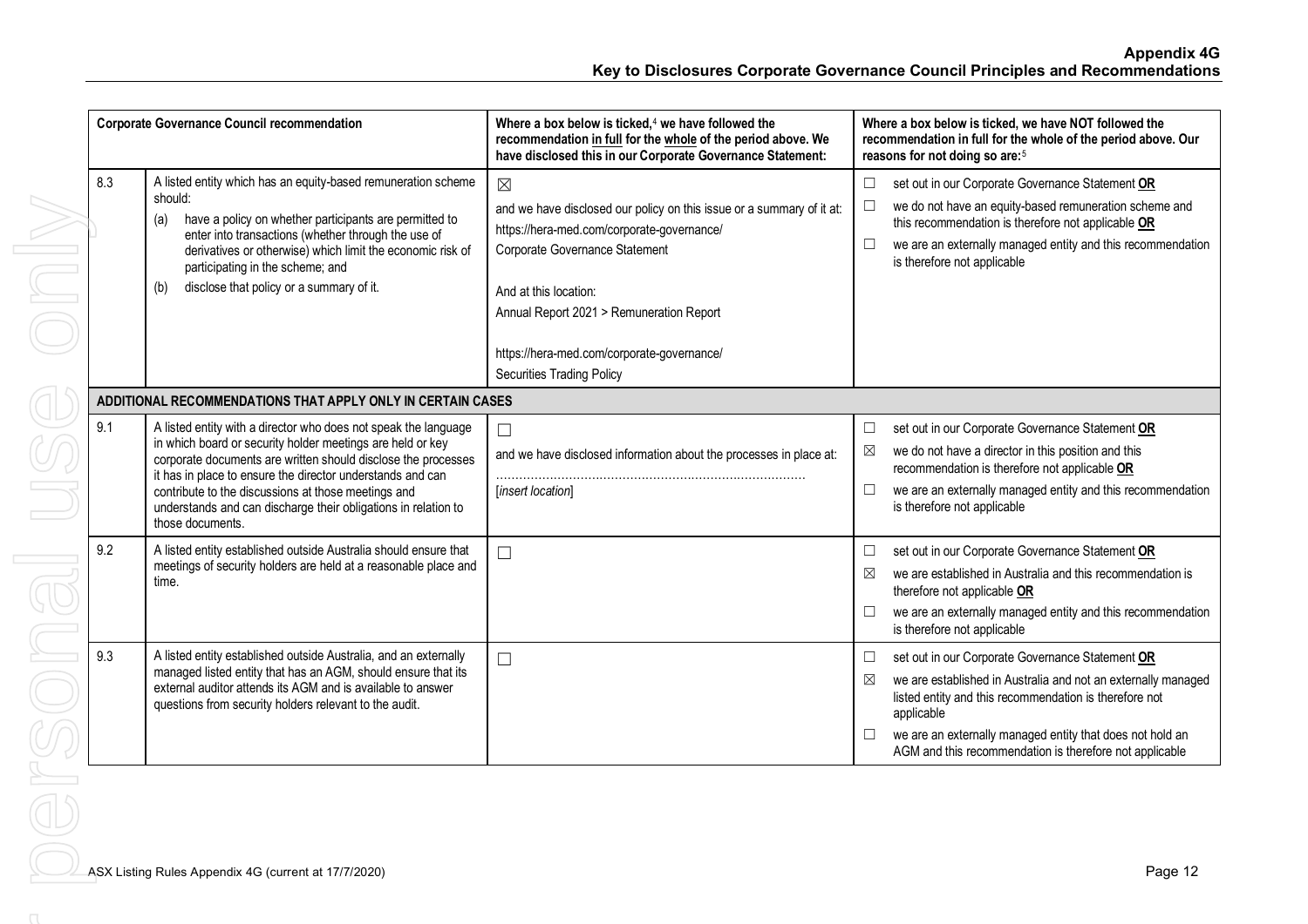| Corporate Governance Council recommendation | | Where a box below is ticked,[4] we have followed the recommendation in full for the whole of the period above. We have disclosed this in our Corporate Governance Statement: | Where a box below is ticked, we have NOT followed the recommendation in full for the whole of the period above. Our reasons for not doing so are:[5] |
|---|---|---|---|
| 8.3 | A listed entity which has an equity-based remuneration scheme should:<br>(a) have a policy on whether participants are permitted to enter into transactions (whether through the use of derivatives or otherwise) which limit the economic risk of participating in the scheme; and<br>(b) disclose that policy or a summary of it. | ☒<br>and we have disclosed our policy on this issue or a summary of it at:<br>https://hera-med.com/corporate-governance/<br>Corporate Governance Statement<br><br>And at this location:<br>Annual Report 2021 > Remuneration Report<br><br>https://hera-med.com/corporate-governance/<br>Securities Trading Policy | ☐ set out in our Corporate Governance Statement **OR**<br>☐ we do not have an equity-based remuneration scheme and this recommendation is therefore not applicable **OR**<br>☐ we are an externally managed entity and this recommendation is therefore not applicable |
| **ADDITIONAL RECOMMENDATIONS THAT APPLY ONLY IN CERTAIN CASES** | | | |
| 9.1 | A listed entity with a director who does not speak the language in which board or security holder meetings are held or key corporate documents are written should disclose the processes it has in place to ensure the director understands and can contribute to the discussions at those meetings and understands and can discharge their obligations in relation to those documents. | ☐<br>and we have disclosed information about the processes in place at:<br>……………………………………………………………………<br>[*insert location*] | ☐ set out in our Corporate Governance Statement **OR**<br>☒ we do not have a director in this position and this recommendation is therefore not applicable **OR**<br>☐ we are an externally managed entity and this recommendation is therefore not applicable |
| 9.2 | A listed entity established outside Australia should ensure that meetings of security holders are held at a reasonable place and time. | ☐ | ☐ set out in our Corporate Governance Statement **OR**<br>☒ we are established in Australia and this recommendation is therefore not applicable **OR**<br>☐ we are an externally managed entity and this recommendation is therefore not applicable |
| 9.3 | A listed entity established outside Australia, and an externally managed listed entity that has an AGM, should ensure that its external auditor attends its AGM and is available to answer questions from security holders relevant to the audit. | ☐ | ☐ set out in our Corporate Governance Statement **OR**<br>☒ we are established in Australia and not an externally managed listed entity and this recommendation is therefore not applicable<br>☐ we are an externally managed entity that does not hold an AGM and this recommendation is therefore not applicable |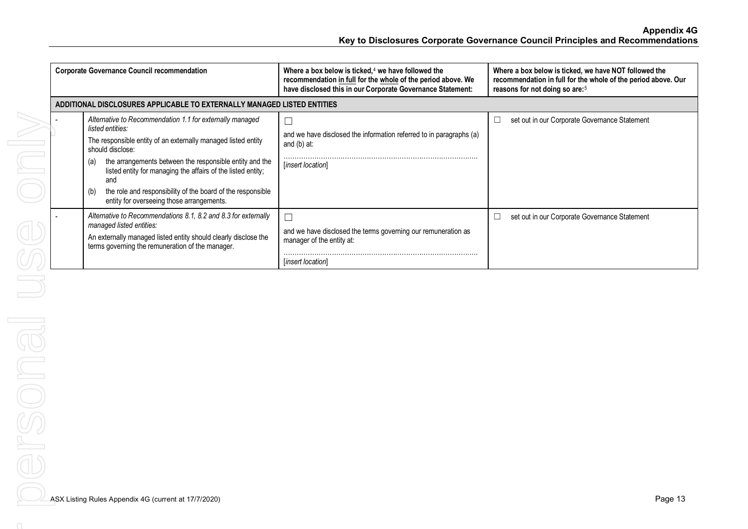| | Corporate Governance Council recommendation | Where a box below is ticked,[4] we have followed the recommendation <u>in full</u> for the <u>whole</u> of the period above. We have disclosed this in our Corporate Governance Statement: | Where a box below is ticked, we have NOT followed the recommendation in full for the whole of the period above. Our reasons for not doing so are:[5] |
|---|---|---|---|
| **ADDITIONAL DISCLOSURES APPLICABLE TO EXTERNALLY MANAGED LISTED ENTITIES** | | | |
| - | *Alternative to Recommendation 1.1 for externally managed listed entities:* The responsible entity of an externally managed listed entity should disclose: (a) the arrangements between the responsible entity and the listed entity for managing the affairs of the listed entity; and (b) the role and responsibility of the board of the responsible entity for overseeing those arrangements. | ☐ and we have disclosed the information referred to in paragraphs (a) and (b) at: …………………………………………………………………………… [*insert location*] | ☐ set out in our Corporate Governance Statement |
| - | *Alternative to Recommendations 8.1, 8.2 and 8.3 for externally managed listed entities:* An externally managed listed entity should clearly disclose the terms governing the remuneration of the manager. | ☐ and we have disclosed the terms governing our remuneration as manager of the entity at: …………………………………………………………………………… [*insert location*] | ☐ set out in our Corporate Governance Statement |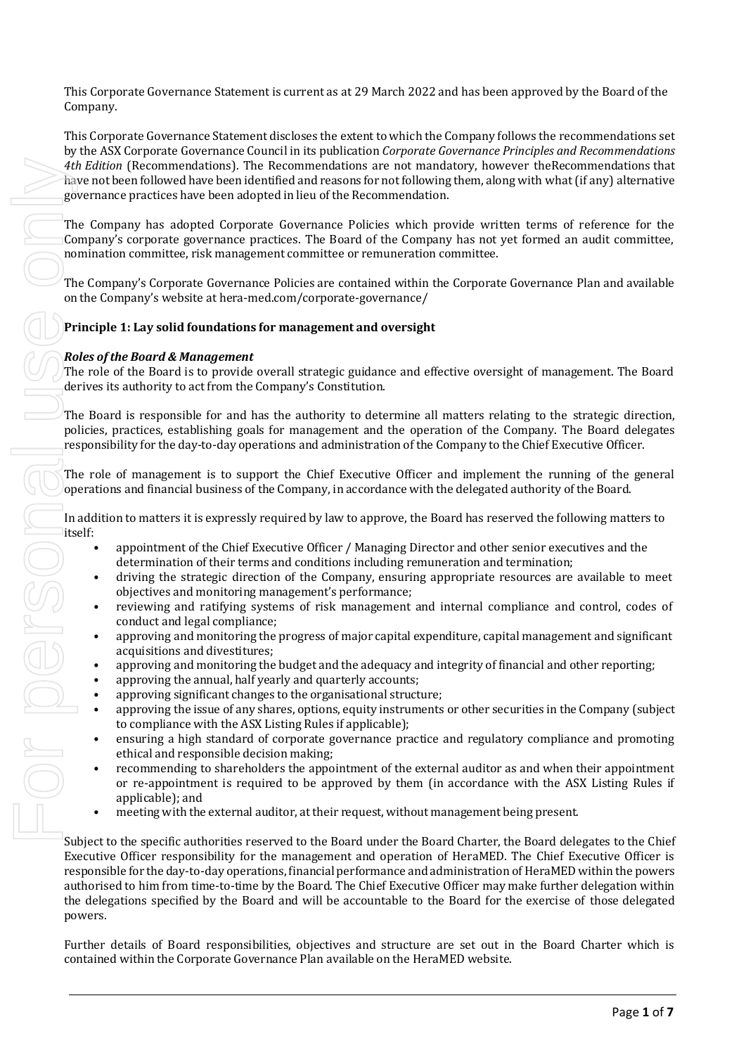This Corporate Governance Statement is current as at 29 March 2022 and has been approved by the Board of the Company.

This Corporate Governance Statement discloses the extent to which the Company follows the recommendations set by the ASX Corporate Governance Council in its publication *Corporate Governance Principles and Recommendations 4th Edition* (Recommendations). The Recommendations are not mandatory, however theRecommendations that have not been followed have been identified and reasons for not following them, along with what (if any) alternative governance practices have been adopted in lieu of the Recommendation.

The Company has adopted Corporate Governance Policies which provide written terms of reference for the Company's corporate governance practices. The Board of the Company has not yet formed an audit committee, nomination committee, risk management committee or remuneration committee.

The Company's Corporate Governance Policies are contained within the Corporate Governance Plan and available on the Company's website at hera-med.com/corporate-governance/

**Principle 1: Lay solid foundations for management and oversight**

***Roles of the Board & Management***

The role of the Board is to provide overall strategic guidance and effective oversight of management. The Board derives its authority to act from the Company's Constitution.

The Board is responsible for and has the authority to determine all matters relating to the strategic direction, policies, practices, establishing goals for management and the operation of the Company. The Board delegates responsibility for the day-to-day operations and administration of the Company to the Chief Executive Officer.

The role of management is to support the Chief Executive Officer and implement the running of the general operations and financial business of the Company, in accordance with the delegated authority of the Board.

In addition to matters it is expressly required by law to approve, the Board has reserved the following matters to itself:

- appointment of the Chief Executive Officer / Managing Director and other senior executives and the determination of their terms and conditions including remuneration and termination;
- driving the strategic direction of the Company, ensuring appropriate resources are available to meet objectives and monitoring management's performance;
- reviewing and ratifying systems of risk management and internal compliance and control, codes of conduct and legal compliance;
- approving and monitoring the progress of major capital expenditure, capital management and significant acquisitions and divestitures;
- approving and monitoring the budget and the adequacy and integrity of financial and other reporting;
- approving the annual, half yearly and quarterly accounts;
- approving significant changes to the organisational structure;
- approving the issue of any shares, options, equity instruments or other securities in the Company (subject to compliance with the ASX Listing Rules if applicable);
- ensuring a high standard of corporate governance practice and regulatory compliance and promoting ethical and responsible decision making;
- recommending to shareholders the appointment of the external auditor as and when their appointment or re-appointment is required to be approved by them (in accordance with the ASX Listing Rules if applicable); and
- meeting with the external auditor, at their request, without management being present.

Subject to the specific authorities reserved to the Board under the Board Charter, the Board delegates to the Chief Executive Officer responsibility for the management and operation of HeraMED. The Chief Executive Officer is responsible for the day-to-day operations, financial performance and administration of HeraMED within the powers authorised to him from time-to-time by the Board. The Chief Executive Officer may make further delegation within the delegations specified by the Board and will be accountable to the Board for the exercise of those delegated powers.

Further details of Board responsibilities, objectives and structure are set out in the Board Charter which is contained within the Corporate Governance Plan available on the HeraMED website.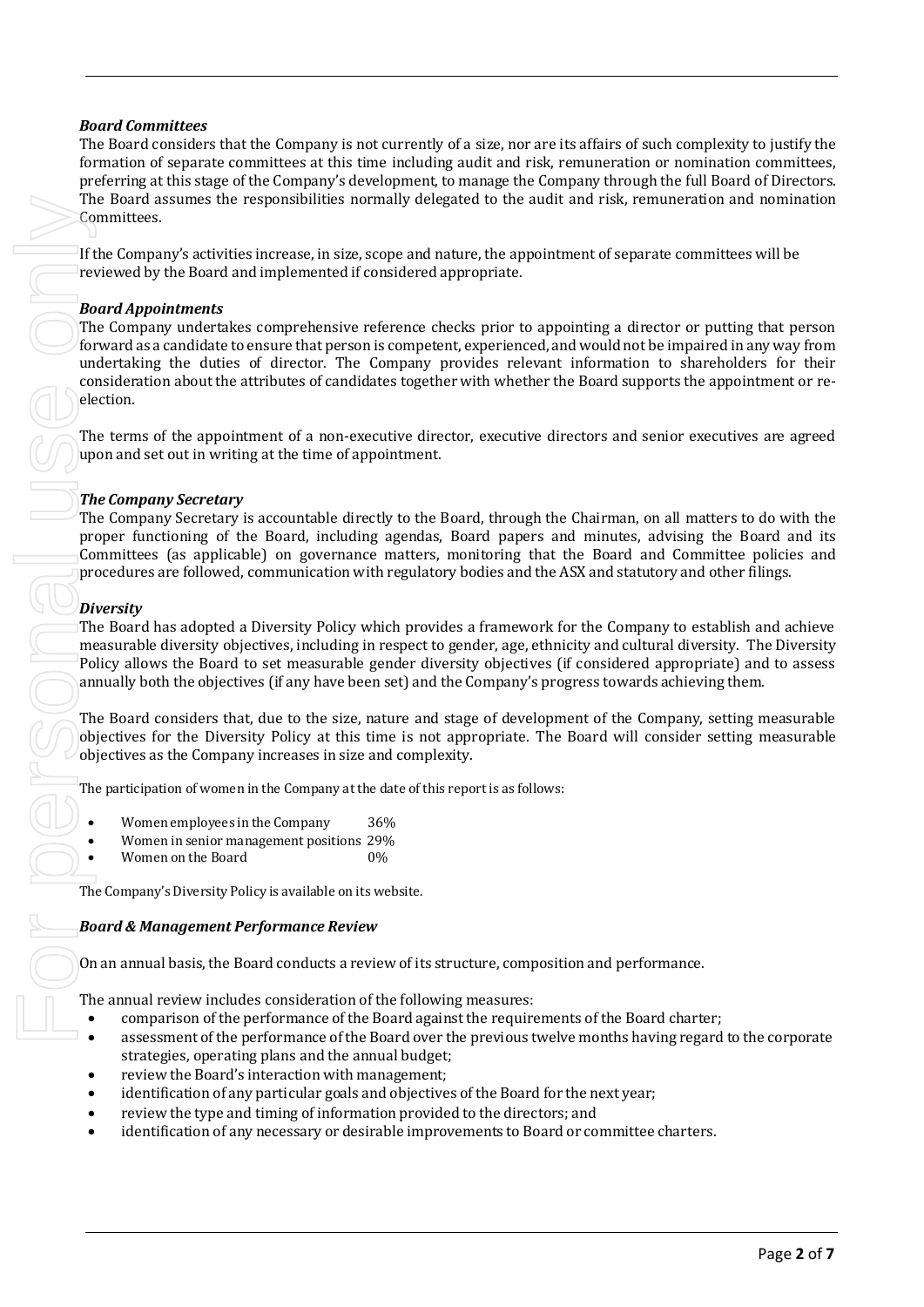***Board Committees***

The Board considers that the Company is not currently of a size, nor are its affairs of such complexity to justify the formation of separate committees at this time including audit and risk, remuneration or nomination committees, preferring at this stage of the Company's development, to manage the Company through the full Board of Directors. The Board assumes the responsibilities normally delegated to the audit and risk, remuneration and nomination Committees.

If the Company's activities increase, in size, scope and nature, the appointment of separate committees will be reviewed by the Board and implemented if considered appropriate.

***Board Appointments***

The Company undertakes comprehensive reference checks prior to appointing a director or putting that person forward as a candidate to ensure that person is competent, experienced, and would not be impaired in any way from undertaking the duties of director. The Company provides relevant information to shareholders for their consideration about the attributes of candidates together with whether the Board supports the appointment or re-election.

The terms of the appointment of a non-executive director, executive directors and senior executives are agreed upon and set out in writing at the time of appointment.

***The Company Secretary***

The Company Secretary is accountable directly to the Board, through the Chairman, on all matters to do with the proper functioning of the Board, including agendas, Board papers and minutes, advising the Board and its Committees (as applicable) on governance matters, monitoring that the Board and Committee policies and procedures are followed, communication with regulatory bodies and the ASX and statutory and other filings.

***Diversity***

The Board has adopted a Diversity Policy which provides a framework for the Company to establish and achieve measurable diversity objectives, including in respect to gender, age, ethnicity and cultural diversity. The Diversity Policy allows the Board to set measurable gender diversity objectives (if considered appropriate) and to assess annually both the objectives (if any have been set) and the Company's progress towards achieving them.

The Board considers that, due to the size, nature and stage of development of the Company, setting measurable objectives for the Diversity Policy at this time is not appropriate. The Board will consider setting measurable objectives as the Company increases in size and complexity.

The participation of women in the Company at the date of this report is as follows:

- Women employees in the Company 36%
- Women in senior management positions 29%
- Women on the Board 0%

The Company's Diversity Policy is available on its website.

***Board & Management Performance Review***

On an annual basis, the Board conducts a review of its structure, composition and performance.

The annual review includes consideration of the following measures:

- comparison of the performance of the Board against the requirements of the Board charter;
- assessment of the performance of the Board over the previous twelve months having regard to the corporate strategies, operating plans and the annual budget;
- review the Board's interaction with management;
- identification of any particular goals and objectives of the Board for the next year;
- review the type and timing of information provided to the directors; and
- identification of any necessary or desirable improvements to Board or committee charters.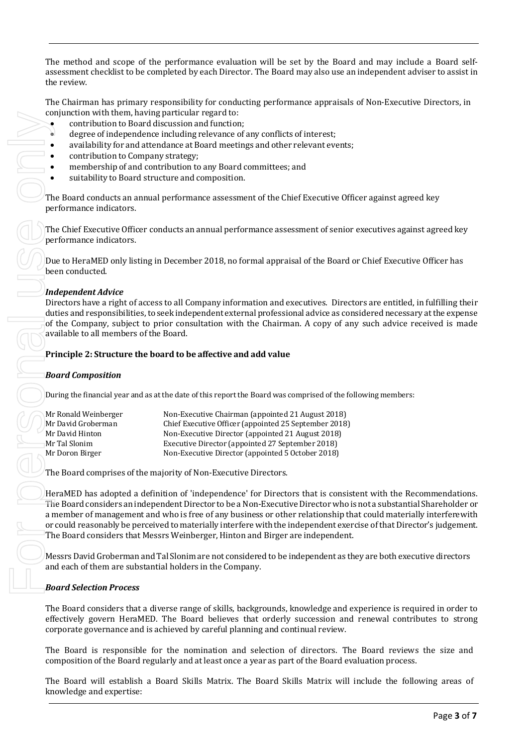The method and scope of the performance evaluation will be set by the Board and may include a Board self-assessment checklist to be completed by each Director. The Board may also use an independent adviser to assist in the review.

The Chairman has primary responsibility for conducting performance appraisals of Non-Executive Directors, in conjunction with them, having particular regard to:

- contribution to Board discussion and function;
- degree of independence including relevance of any conflicts of interest;
- availability for and attendance at Board meetings and other relevant events;
- contribution to Company strategy;
- membership of and contribution to any Board committees; and
- suitability to Board structure and composition.

The Board conducts an annual performance assessment of the Chief Executive Officer against agreed key performance indicators.

The Chief Executive Officer conducts an annual performance assessment of senior executives against agreed key performance indicators.

Due to HeraMED only listing in December 2018, no formal appraisal of the Board or Chief Executive Officer has been conducted.

***Independent Advice***

Directors have a right of access to all Company information and executives. Directors are entitled, in fulfilling their duties and responsibilities, to seek independent external professional advice as considered necessary at the expense of the Company, subject to prior consultation with the Chairman. A copy of any such advice received is made available to all members of the Board.

**Principle 2: Structure the board to be affective and add value**

***Board Composition***

During the financial year and as at the date of this report the Board was comprised of the following members:

| | |
|---|---|
| Mr Ronald Weinberger | Non-Executive Chairman (appointed 21 August 2018) |
| Mr David Groberman | Chief Executive Officer (appointed 25 September 2018) |
| Mr David Hinton | Non-Executive Director (appointed 21 August 2018) |
| Mr Tal Slonim | Executive Director (appointed 27 September 2018) |
| Mr Doron Birger | Non-Executive Director (appointed 5 October 2018) |

The Board comprises of the majority of Non-Executive Directors.

HeraMED has adopted a definition of 'independence' for Directors that is consistent with the Recommendations. The Board considers an independent Director to be a Non-Executive Director who is not a substantial Shareholder or a member of management and who is free of any business or other relationship that could materially interfere with or could reasonably be perceived to materially interfere with the independent exercise of that Director's judgement. The Board considers that Messrs Weinberger, Hinton and Birger are independent.

Messrs David Groberman and Tal Slonim are not considered to be independent as they are both executive directors and each of them are substantial holders in the Company.

***Board Selection Process***

The Board considers that a diverse range of skills, backgrounds, knowledge and experience is required in order to effectively govern HeraMED. The Board believes that orderly succession and renewal contributes to strong corporate governance and is achieved by careful planning and continual review.

The Board is responsible for the nomination and selection of directors. The Board reviews the size and composition of the Board regularly and at least once a year as part of the Board evaluation process.

The Board will establish a Board Skills Matrix. The Board Skills Matrix will include the following areas of knowledge and expertise: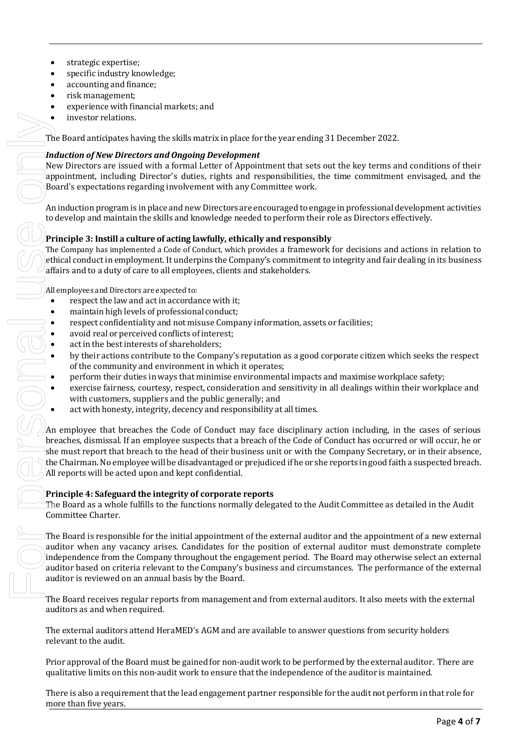- strategic expertise;
- specific industry knowledge;
- accounting and finance;
- risk management;
- experience with financial markets; and
- investor relations.

The Board anticipates having the skills matrix in place for the year ending 31 December 2022.

***Induction of New Directors and Ongoing Development***

New Directors are issued with a formal Letter of Appointment that sets out the key terms and conditions of their appointment, including Director's duties, rights and responsibilities, the time commitment envisaged, and the Board's expectations regarding involvement with any Committee work.

An induction program is in place and new Directors are encouraged to engage in professional development activities to develop and maintain the skills and knowledge needed to perform their role as Directors effectively.

**Principle 3: Instill a culture of acting lawfully, ethically and responsibly**

The Company has implemented a Code of Conduct, which provides a framework for decisions and actions in relation to ethical conduct in employment. It underpins the Company's commitment to integrity and fair dealing in its business affairs and to a duty of care to all employees, clients and stakeholders.

All employees and Directors are expected to:

- respect the law and act in accordance with it;
- maintain high levels of professional conduct;
- respect confidentiality and not misuse Company information, assets or facilities;
- avoid real or perceived conflicts of interest;
- act in the best interests of shareholders;
- by their actions contribute to the Company's reputation as a good corporate citizen which seeks the respect of the community and environment in which it operates;
- perform their duties in ways that minimise environmental impacts and maximise workplace safety;
- exercise fairness, courtesy, respect, consideration and sensitivity in all dealings within their workplace and with customers, suppliers and the public generally; and
- act with honesty, integrity, decency and responsibility at all times.

An employee that breaches the Code of Conduct may face disciplinary action including, in the cases of serious breaches, dismissal. If an employee suspects that a breach of the Code of Conduct has occurred or will occur, he or she must report that breach to the head of their business unit or with the Company Secretary, or in their absence, the Chairman. No employee will be disadvantaged or prejudiced if he or she reports in good faith a suspected breach. All reports will be acted upon and kept confidential.

**Principle 4: Safeguard the integrity of corporate reports**

The Board as a whole fulfills to the functions normally delegated to the Audit Committee as detailed in the Audit Committee Charter.

The Board is responsible for the initial appointment of the external auditor and the appointment of a new external auditor when any vacancy arises. Candidates for the position of external auditor must demonstrate complete independence from the Company throughout the engagement period. The Board may otherwise select an external auditor based on criteria relevant to the Company's business and circumstances. The performance of the external auditor is reviewed on an annual basis by the Board.

The Board receives regular reports from management and from external auditors. It also meets with the external auditors as and when required.

The external auditors attend HeraMED's AGM and are available to answer questions from security holders relevant to the audit.

Prior approval of the Board must be gained for non-audit work to be performed by the external auditor. There are qualitative limits on this non-audit work to ensure that the independence of the auditor is maintained.

There is also a requirement that the lead engagement partner responsible for the audit not perform in that role for more than five years.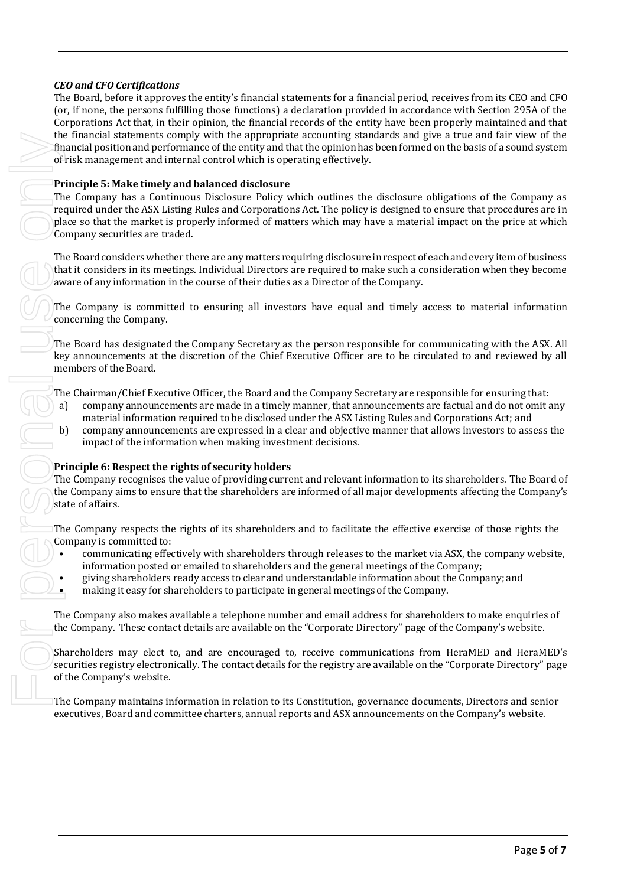***CEO and CFO Certifications***

The Board, before it approves the entity's financial statements for a financial period, receives from its CEO and CFO (or, if none, the persons fulfilling those functions) a declaration provided in accordance with Section 295A of the Corporations Act that, in their opinion, the financial records of the entity have been properly maintained and that the financial statements comply with the appropriate accounting standards and give a true and fair view of the financial position and performance of the entity and that the opinion has been formed on the basis of a sound system of risk management and internal control which is operating effectively.

**Principle 5: Make timely and balanced disclosure**

The Company has a Continuous Disclosure Policy which outlines the disclosure obligations of the Company as required under the ASX Listing Rules and Corporations Act. The policy is designed to ensure that procedures are in place so that the market is properly informed of matters which may have a material impact on the price at which Company securities are traded.

The Board considers whether there are any matters requiring disclosure in respect of each and every item of business that it considers in its meetings. Individual Directors are required to make such a consideration when they become aware of any information in the course of their duties as a Director of the Company.

The Company is committed to ensuring all investors have equal and timely access to material information concerning the Company.

The Board has designated the Company Secretary as the person responsible for communicating with the ASX. All key announcements at the discretion of the Chief Executive Officer are to be circulated to and reviewed by all members of the Board.

The Chairman/Chief Executive Officer, the Board and the Company Secretary are responsible for ensuring that:

a) company announcements are made in a timely manner, that announcements are factual and do not omit any material information required to be disclosed under the ASX Listing Rules and Corporations Act; and
b) company announcements are expressed in a clear and objective manner that allows investors to assess the impact of the information when making investment decisions.

**Principle 6: Respect the rights of security holders**

The Company recognises the value of providing current and relevant information to its shareholders. The Board of the Company aims to ensure that the shareholders are informed of all major developments affecting the Company's state of affairs.

The Company respects the rights of its shareholders and to facilitate the effective exercise of those rights the Company is committed to:

- communicating effectively with shareholders through releases to the market via ASX, the company website, information posted or emailed to shareholders and the general meetings of the Company;
- giving shareholders ready access to clear and understandable information about the Company; and
- making it easy for shareholders to participate in general meetings of the Company.

The Company also makes available a telephone number and email address for shareholders to make enquiries of the Company. These contact details are available on the "Corporate Directory" page of the Company's website.

Shareholders may elect to, and are encouraged to, receive communications from HeraMED and HeraMED's securities registry electronically. The contact details for the registry are available on the "Corporate Directory" page of the Company's website.

The Company maintains information in relation to its Constitution, governance documents, Directors and senior executives, Board and committee charters, annual reports and ASX announcements on the Company's website.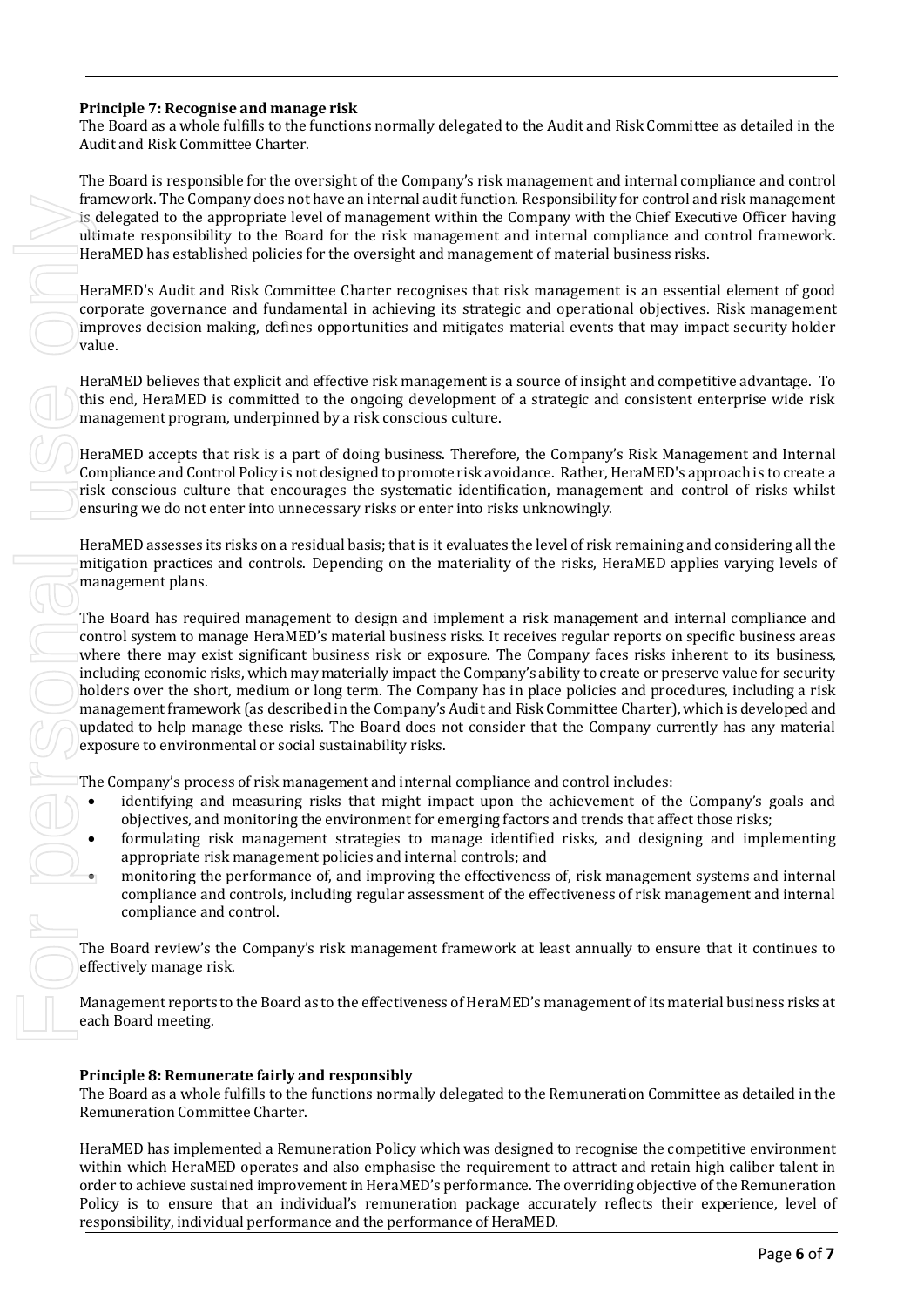**Principle 7: Recognise and manage risk**

The Board as a whole fulfills to the functions normally delegated to the Audit and Risk Committee as detailed in the Audit and Risk Committee Charter.

The Board is responsible for the oversight of the Company's risk management and internal compliance and control framework. The Company does not have an internal audit function. Responsibility for control and risk management is delegated to the appropriate level of management within the Company with the Chief Executive Officer having ultimate responsibility to the Board for the risk management and internal compliance and control framework. HeraMED has established policies for the oversight and management of material business risks.

HeraMED's Audit and Risk Committee Charter recognises that risk management is an essential element of good corporate governance and fundamental in achieving its strategic and operational objectives. Risk management improves decision making, defines opportunities and mitigates material events that may impact security holder value.

HeraMED believes that explicit and effective risk management is a source of insight and competitive advantage. To this end, HeraMED is committed to the ongoing development of a strategic and consistent enterprise wide risk management program, underpinned by a risk conscious culture.

HeraMED accepts that risk is a part of doing business. Therefore, the Company's Risk Management and Internal Compliance and Control Policy is not designed to promote risk avoidance. Rather, HeraMED's approach is to create a risk conscious culture that encourages the systematic identification, management and control of risks whilst ensuring we do not enter into unnecessary risks or enter into risks unknowingly.

HeraMED assesses its risks on a residual basis; that is it evaluates the level of risk remaining and considering all the mitigation practices and controls. Depending on the materiality of the risks, HeraMED applies varying levels of management plans.

The Board has required management to design and implement a risk management and internal compliance and control system to manage HeraMED's material business risks. It receives regular reports on specific business areas where there may exist significant business risk or exposure. The Company faces risks inherent to its business, including economic risks, which may materially impact the Company's ability to create or preserve value for security holders over the short, medium or long term. The Company has in place policies and procedures, including a risk management framework (as described in the Company's Audit and Risk Committee Charter), which is developed and updated to help manage these risks. The Board does not consider that the Company currently has any material exposure to environmental or social sustainability risks.

The Company's process of risk management and internal compliance and control includes:

- identifying and measuring risks that might impact upon the achievement of the Company's goals and objectives, and monitoring the environment for emerging factors and trends that affect those risks;
- formulating risk management strategies to manage identified risks, and designing and implementing appropriate risk management policies and internal controls; and
- monitoring the performance of, and improving the effectiveness of, risk management systems and internal compliance and controls, including regular assessment of the effectiveness of risk management and internal compliance and control.

The Board review's the Company's risk management framework at least annually to ensure that it continues to effectively manage risk.

Management reports to the Board as to the effectiveness of HeraMED's management of its material business risks at each Board meeting.

**Principle 8: Remunerate fairly and responsibly**

The Board as a whole fulfills to the functions normally delegated to the Remuneration Committee as detailed in the Remuneration Committee Charter.

HeraMED has implemented a Remuneration Policy which was designed to recognise the competitive environment within which HeraMED operates and also emphasise the requirement to attract and retain high caliber talent in order to achieve sustained improvement in HeraMED's performance. The overriding objective of the Remuneration Policy is to ensure that an individual's remuneration package accurately reflects their experience, level of responsibility, individual performance and the performance of HeraMED.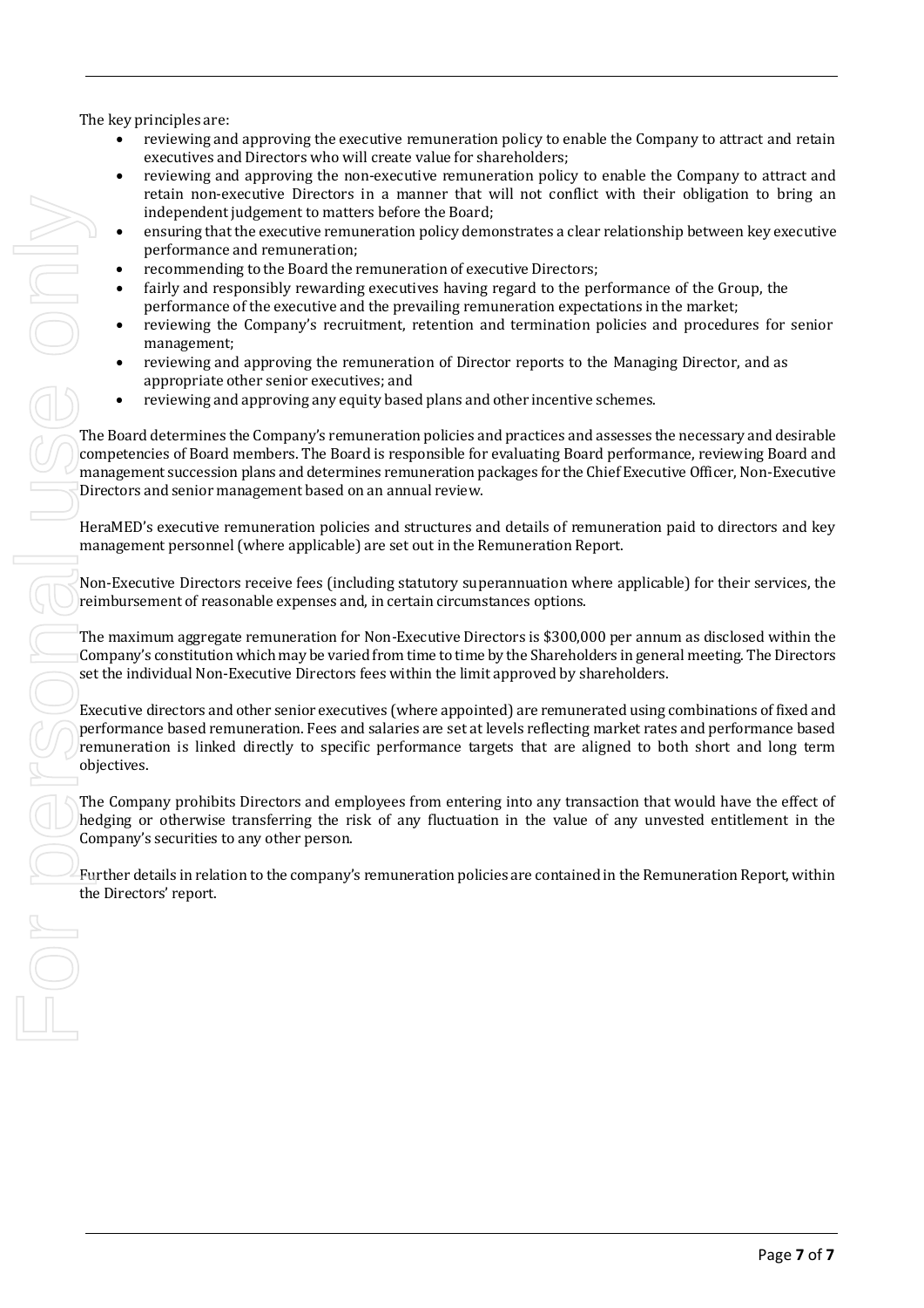The key principles are:

- reviewing and approving the executive remuneration policy to enable the Company to attract and retain executives and Directors who will create value for shareholders;
- reviewing and approving the non-executive remuneration policy to enable the Company to attract and retain non-executive Directors in a manner that will not conflict with their obligation to bring an independent judgement to matters before the Board;
- ensuring that the executive remuneration policy demonstrates a clear relationship between key executive performance and remuneration;
- recommending to the Board the remuneration of executive Directors;
- fairly and responsibly rewarding executives having regard to the performance of the Group, the performance of the executive and the prevailing remuneration expectations in the market;
- reviewing the Company's recruitment, retention and termination policies and procedures for senior management;
- reviewing and approving the remuneration of Director reports to the Managing Director, and as appropriate other senior executives; and
- reviewing and approving any equity based plans and other incentive schemes.

The Board determines the Company's remuneration policies and practices and assesses the necessary and desirable competencies of Board members. The Board is responsible for evaluating Board performance, reviewing Board and management succession plans and determines remuneration packages for the Chief Executive Officer, Non-Executive Directors and senior management based on an annual review.

HeraMED's executive remuneration policies and structures and details of remuneration paid to directors and key management personnel (where applicable) are set out in the Remuneration Report.

Non-Executive Directors receive fees (including statutory superannuation where applicable) for their services, the reimbursement of reasonable expenses and, in certain circumstances options.

The maximum aggregate remuneration for Non-Executive Directors is $300,000 per annum as disclosed within the Company's constitution which may be varied from time to time by the Shareholders in general meeting. The Directors set the individual Non-Executive Directors fees within the limit approved by shareholders.

Executive directors and other senior executives (where appointed) are remunerated using combinations of fixed and performance based remuneration. Fees and salaries are set at levels reflecting market rates and performance based remuneration is linked directly to specific performance targets that are aligned to both short and long term objectives.

The Company prohibits Directors and employees from entering into any transaction that would have the effect of hedging or otherwise transferring the risk of any fluctuation in the value of any unvested entitlement in the Company's securities to any other person.

Further details in relation to the company's remuneration policies are contained in the Remuneration Report, within the Directors' report.